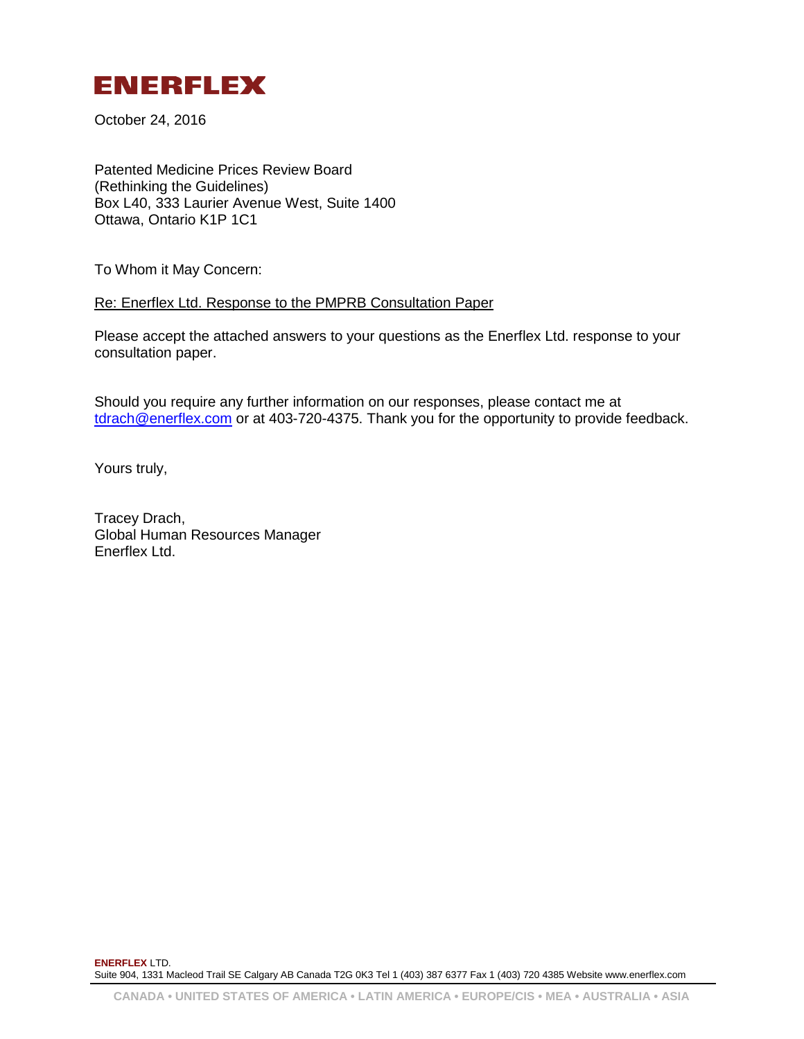# ENERFLEX

October 24, 2016

Patented Medicine Prices Review Board
(Rethinking the Guidelines)
Box L40, 333 Laurier Avenue West, Suite 1400
Ottawa, Ontario K1P 1C1

To Whom it May Concern:

Re: Enerflex Ltd. Response to the PMPRB Consultation Paper

Please accept the attached answers to your questions as the Enerflex Ltd. response to your consultation paper.

Should you require any further information on our responses, please contact me at tdrach@enerflex.com or at 403-720-4375. Thank you for the opportunity to provide feedback.

Yours truly,

Tracey Drach,
Global Human Resources Manager
Enerflex Ltd.

**ENERFLEX** LTD.
Suite 904, 1331 Macleod Trail SE Calgary AB Canada T2G 0K3 Tel 1 (403) 387 6377 Fax 1 (403) 720 4385 Website www.enerflex.com

CANADA • UNITED STATES OF AMERICA • LATIN AMERICA • EUROPE/CIS • MEA • AUSTRALIA • ASIA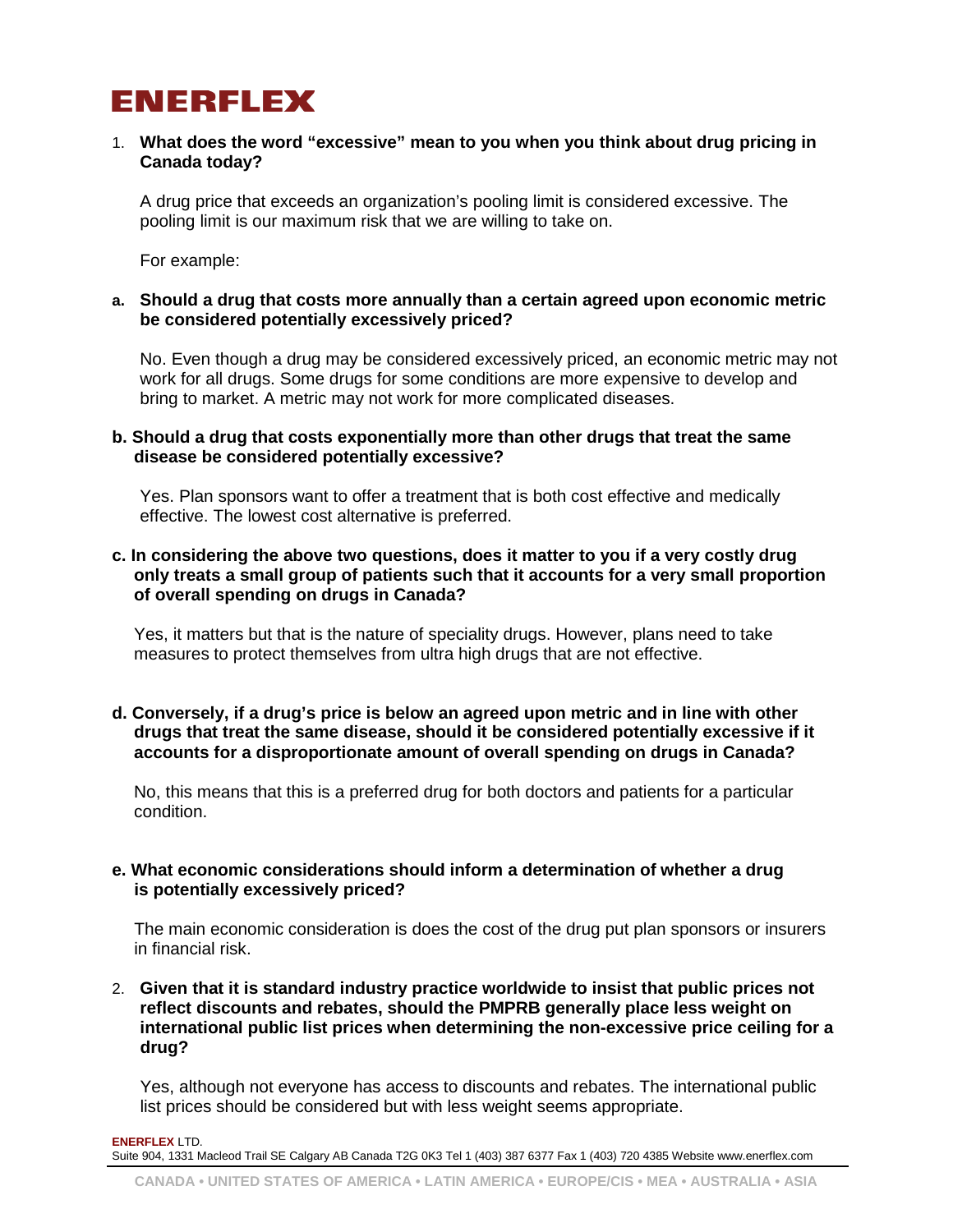# ENERFLEX

1. **What does the word "excessive" mean to you when you think about drug pricing in Canada today?**

   A drug price that exceeds an organization's pooling limit is considered excessive. The pooling limit is our maximum risk that we are willing to take on.

   For example:

**a. Should a drug that costs more annually than a certain agreed upon economic metric be considered potentially excessively priced?**

No. Even though a drug may be considered excessively priced, an economic metric may not work for all drugs. Some drugs for some conditions are more expensive to develop and bring to market. A metric may not work for more complicated diseases.

**b. Should a drug that costs exponentially more than other drugs that treat the same disease be considered potentially excessive?**

Yes. Plan sponsors want to offer a treatment that is both cost effective and medically effective. The lowest cost alternative is preferred.

**c. In considering the above two questions, does it matter to you if a very costly drug only treats a small group of patients such that it accounts for a very small proportion of overall spending on drugs in Canada?**

Yes, it matters but that is the nature of speciality drugs. However, plans need to take measures to protect themselves from ultra high drugs that are not effective.

**d. Conversely, if a drug's price is below an agreed upon metric and in line with other drugs that treat the same disease, should it be considered potentially excessive if it accounts for a disproportionate amount of overall spending on drugs in Canada?**

No, this means that this is a preferred drug for both doctors and patients for a particular condition.

**e. What economic considerations should inform a determination of whether a drug is potentially excessively priced?**

The main economic consideration is does the cost of the drug put plan sponsors or insurers in financial risk.

2. **Given that it is standard industry practice worldwide to insist that public prices not reflect discounts and rebates, should the PMPRB generally place less weight on international public list prices when determining the non-excessive price ceiling for a drug?**

   Yes, although not everyone has access to discounts and rebates. The international public list prices should be considered but with less weight seems appropriate.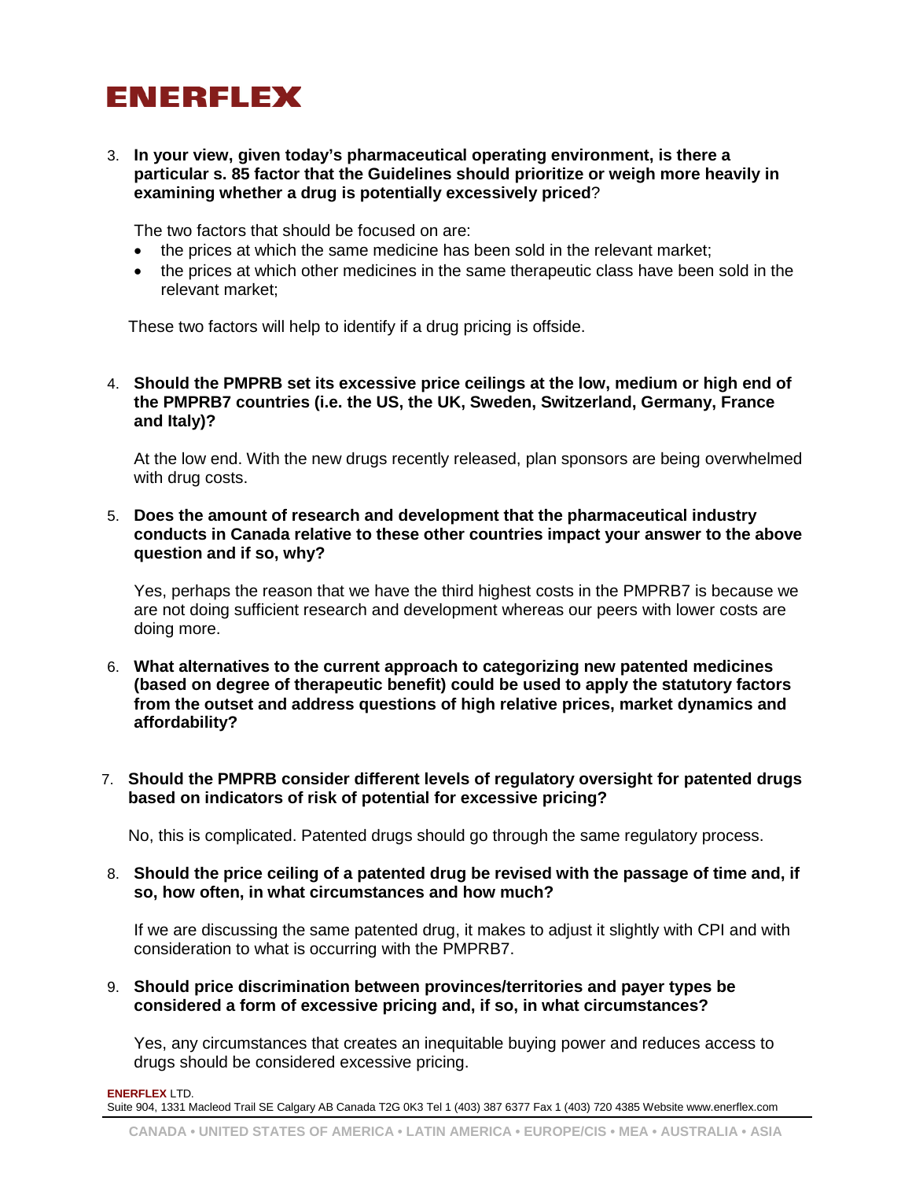3. **In your view, given today's pharmaceutical operating environment, is there a particular s. 85 factor that the Guidelines should prioritize or weigh more heavily in examining whether a drug is potentially excessively priced**?

   The two factors that should be focused on are:

   - the prices at which the same medicine has been sold in the relevant market;
   - the prices at which other medicines in the same therapeutic class have been sold in the relevant market;

   These two factors will help to identify if a drug pricing is offside.

4. **Should the PMPRB set its excessive price ceilings at the low, medium or high end of the PMPRB7 countries (i.e. the US, the UK, Sweden, Switzerland, Germany, France and Italy)?**

   At the low end. With the new drugs recently released, plan sponsors are being overwhelmed with drug costs.

5. **Does the amount of research and development that the pharmaceutical industry conducts in Canada relative to these other countries impact your answer to the above question and if so, why?**

   Yes, perhaps the reason that we have the third highest costs in the PMPRB7 is because we are not doing sufficient research and development whereas our peers with lower costs are doing more.

6. **What alternatives to the current approach to categorizing new patented medicines (based on degree of therapeutic benefit) could be used to apply the statutory factors from the outset and address questions of high relative prices, market dynamics and affordability?**

7. **Should the PMPRB consider different levels of regulatory oversight for patented drugs based on indicators of risk of potential for excessive pricing?**

   No, this is complicated. Patented drugs should go through the same regulatory process.

8. **Should the price ceiling of a patented drug be revised with the passage of time and, if so, how often, in what circumstances and how much?**

   If we are discussing the same patented drug, it makes to adjust it slightly with CPI and with consideration to what is occurring with the PMPRB7.

9. **Should price discrimination between provinces/territories and payer types be considered a form of excessive pricing and, if so, in what circumstances?**

   Yes, any circumstances that creates an inequitable buying power and reduces access to drugs should be considered excessive pricing.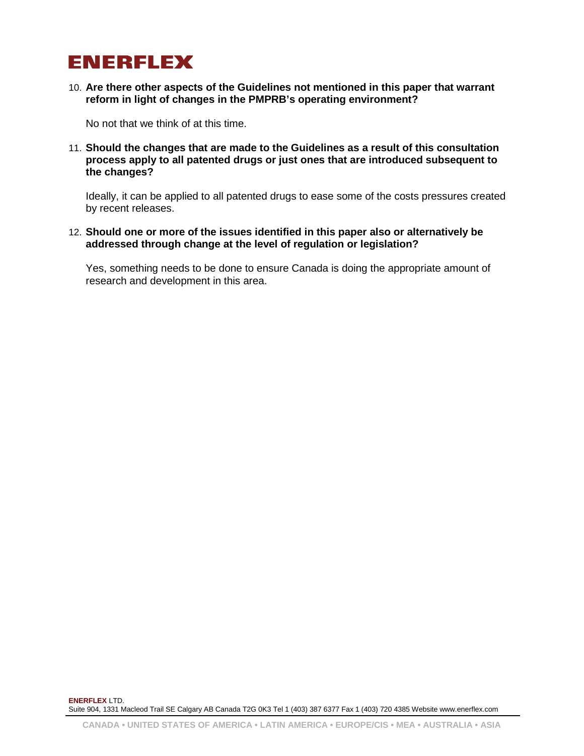10. **Are there other aspects of the Guidelines not mentioned in this paper that warrant reform in light of changes in the PMPRB's operating environment?**

    No not that we think of at this time.

11. **Should the changes that are made to the Guidelines as a result of this consultation process apply to all patented drugs or just ones that are introduced subsequent to the changes?**

    Ideally, it can be applied to all patented drugs to ease some of the costs pressures created by recent releases.

12. **Should one or more of the issues identified in this paper also or alternatively be addressed through change at the level of regulation or legislation?**

    Yes, something needs to be done to ensure Canada is doing the appropriate amount of research and development in this area.